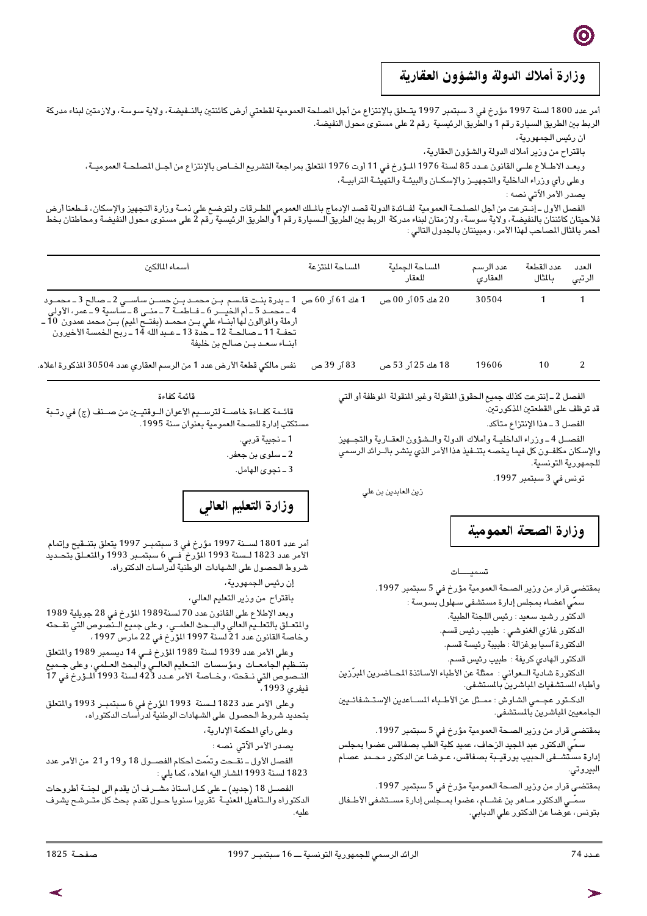## وزارة أملاك الدولة والشؤون العقارية

أمر عدد 1800 لسنة 1997 مؤرخ في 3 سبتمبر 1997 يتعلق بالإنتزاع من أجل المصلحة العمومية لقطعتي أرض كائنتين بالنفيضة، ولاية سوسة، ولازمتين لبناء مدركة الربط بين الطريق السيارة رقم 1 والطريق الرئيسية رقم 2 على مستوى محول النفيضة.

ان رئيس الجمهورية،

باقتراح من وزير أملاك الدولة والشؤون العقارية،

وبعد الاطلاع على القانون عدد 85 لسنة 1976 المؤرخ في 11 أوت 1976 المتعلق بمراجعة التشريع الخاص بالإنتزاع من أجل المصلحة العمومية،

وعلى رأي وزراء الداخلية والتجهيز والإسكان والبيئة والتهيئة الترابية،

يصدر الأمر الآتي نصه :

الفصل الأول ـ إنتزعت من أجل المصلحة العمومية لفائدة الدولة قصد الإدماج بالملك العمومي للطرقات ولتوضع على ذمة وزارة التجهيز والإسكان، قطعتا أرض فلاحيتان كائنتان بالنفيضة، ولاية سوسة، ولازمتان لبناء مدركة الربط بين الطريق السيارة رقم 1 والطريق الرئيسية رقم 2 على مستوى محول النفيضة ومحاطتان بخط أحمر بالمثال المصاحب لهذا الأمر، ومبينتان بالجدول التالي :

| العدد الرتبي | عدد القطعة بالمثال | عدد الرسم العقاري | المساحة الجملية للعقار | المساحة المنتزعة | أسماء المالكين |
|---|---|---|---|---|---|
| 1 | 1 | 30504 | 20 هك 05 آر 00 ص | 1 هك 61 آر 60 ص | 1 ـ بدرة بنت قاسم بن محمد بن حسن ساسي 2 ـ صالح 3 ـ محمود 4 ـ محمد 5 ـ أم الخير 6 ـ فاطمة 7 ـ منى 8 ـ ساسية 9 ـ عمر، الأولى أرملة والموالون لها أبناء علي بن محمد (بفتح الميم) بن محمد عمدون 10 ـ تحفة 11 ـ صالحة 12 ـ حدة 13 ـ عبد الله 14 ـ ربح الخمسة الأخيرون أبناء سعد بن صالح بن خليفة |
| 2 | 10 | 19606 | 18 هك 25 آر 53 ص | 83 آر 39 ص | نفس مالكي قطعة الأرض عدد 1 من الرسم العقاري عدد 30504 المذكورة اعلاه. |

الفصل 2 ـ إنتزعت كذلك جميع الحقوق المنقولة وغير المنقولة الموظفة أو التي قد توظف على القطعتين المذكورتين.

الفصل 3 ـ هذا الإنتزاع متأكد.

الفصل 4 ـ وزراء الداخلية وأملاك الدولة والشؤون العقارية والتجهيز والإسكان مكلفون كل فيما يخصه بتنفيذ هذا الأمر الذي ينشر بالرائد الرسمي للجمهورية التونسية.

تونس في 3 سبتمبر 1997.

زين العابدين بن علي

## وزارة الصحة العمومية

تسميات

بمقتضى قرار من وزير الصحة العمومية مؤرخ في 5 سبتمبر 1997.

سمّي أعضاء بمجلس إدارة مستشفى سهلول بسوسة :

الدكتور رشيد سعيد : رئيس اللجنة الطبية.

الدكتور غازي الغنوشي : طبيب رئيس قسم.

الدكتورة آسيا بوغزالة : طبيبة رئيسة قسم.

الدكتور الهادي كريفة : طبيب رئيس قسم.

الدكتورة شادية العواني : ممثلة عن الأطباء الأساتذة المحاضرين المبرّزين وأطباء المستشفيات المباشرين بالمستشفى.

الدكتور عجمي الشاوش : ممثل عن الأطباء المساعدين الإستشفائيين الجامعيين المباشرين بالمستشفى.

بمقتضى قرار من وزير الصحة العمومية مؤرخ في 5 سبتمبر 1997.

سمّي الدكتور عبد المجيد الزحاف، عميد كلية الطب بصفاقس عضوا بمجلس إدارة مستشفى الحبيب بورقيبة بصفاقس، عوضا عن الدكتور محمد عصام البيروتي.

بمقتضى قرار من وزير الصحة العمومية مؤرخ في 5 سبتمبر 1997.

سمّي الدكتور ماهر بن غشام، عضوا بمجلس إدارة مستشفى الأطفال بتونس، عوضا عن الدكتور علي الدبابي.

قائمة كفاءة

قائمة كفاءة خاصة لترسيم الأعوان الوقتيين من صنف (ج) في رتبة مستكتب إدارة للصحة العمومية بعنوان سنة 1995.

1 ـ نجيبة قربي.

2 ـ سلوى بن جعفر.

3 ـ نجوى الهامل.

## وزارة التعليم العالي

أمر عدد 1801 لسنة 1997 مؤرخ في 3 سبتمبر 1997 يتعلق بتنقيح وإتمام الأمر عدد 1823 لسنة 1993 المؤرخ في 6 سبتمبر 1993 والمتعلق بتحديد شروط الحصول على الشهادات الوطنية لدراسات الدكتوراه.

إن رئيس الجمهورية،

باقتراح من وزير التعليم العالي،

وبعد الإطلاع على القانون عدد 70 لسنة1989 المؤرخ في 28 جويلية 1989 والمتعلق بالتعليم العالي والبحث العلمي، وعلى جميع النصوص التي نقحته وخاصة القانون عدد 21 لسنة 1997 المؤرخ في 22 مارس 1997،

وعلى الأمر عدد 1939 لسنة 1989 المؤرخ في 14 ديسمبر 1989 والمتعلق بتنظيم الجامعات ومؤسسات التعليم العالي والبحث العلمي، وعلى جميع النصوص التي نقحته، وخاصة الأمر عدد 423 لسنة 1993 المؤرخ في 17 فيفري 1993،

وعلى الأمر عدد 1823 لسنة 1993 المؤرخ في 6 سبتمبر 1993 والمتعلق بتحديد شروط الحصول على الشهادات الوطنية لدراسات الدكتوراه،

وعلى رأي المحكمة الإدارية،

يصدر الأمر الآتي نصه :

الفصل الأول ـ نقحت وتمّمت أحكام الفصول 18 و19 و21 من الأمر عدد 1823 لسنة 1993 المشار اليه اعلاه، كما يلي :

الفصل 18 (جديد) ـ على كل أستاذ مشرف أن يقدم الى لجنة أطروحات الدكتوراه والتأهيل المعنية تقريرا سنويا حول تقدم بحث كل مترشح يشرف عليه.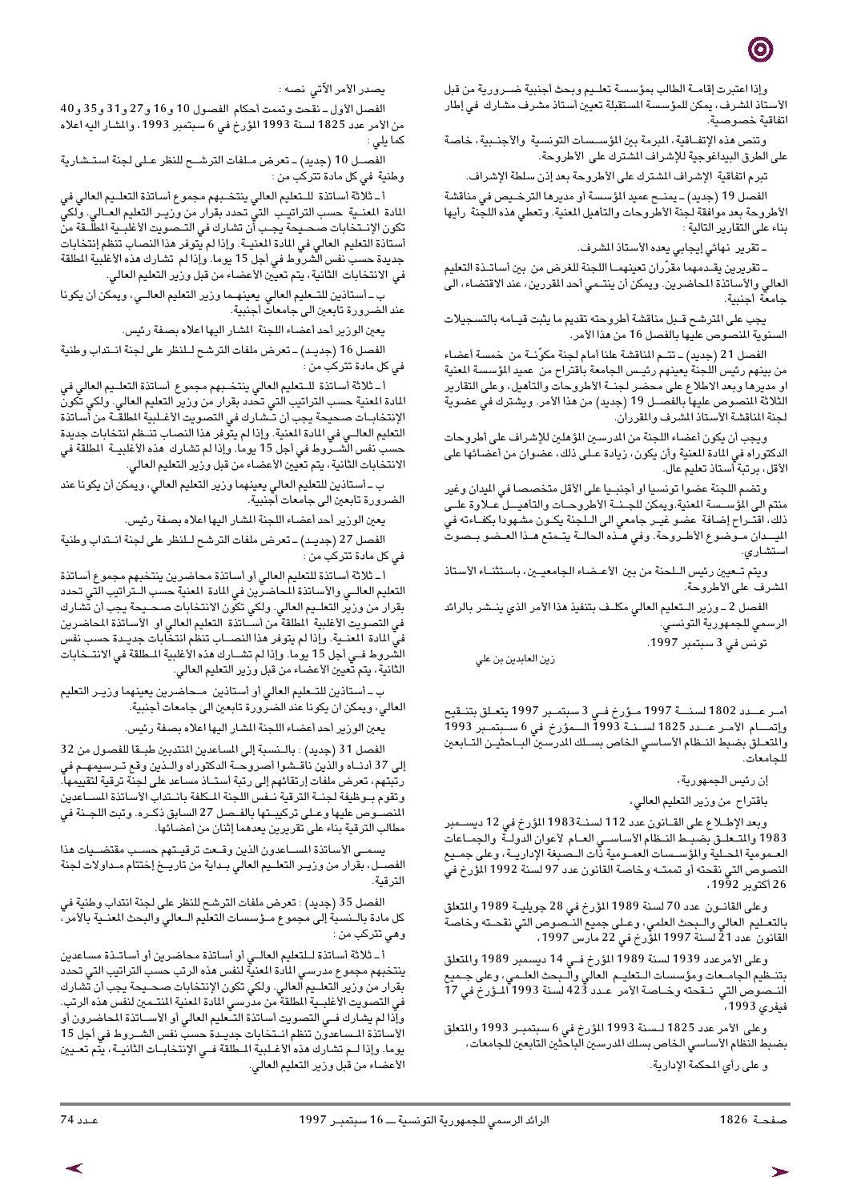وإذا اعتبرت إقامة الطالب بمؤسسة تعليم وبحث أجنبية ضرورية من قبل الأستاذ المشرف، يمكن للمؤسسة المستقبلة تعيين أستاذ مشرف مشارك في إطار اتفاقية خصوصية.

وتنص هذه الإتفاقية، المبرمة بين المؤسسات التونسية والأجنبية، خاصة على الطرق البيداغوجية للإشراف المشترك على الأطروحة.

تبرم اتفاقية الإشراف المشترك على الأطروحة بعد إذن سلطة الإشراف.

الفصل 19 (جديد) ـ يمنح عميد المؤسسة أو مديرها الترخيص في مناقشة الأطروحة بعد موافقة لجنة الأطروحات والتأهيل المعنية. وتعطي هذه اللجنة رأيها بناء على التقارير التالية :

ـ تقرير نهائي إيجابي يعده الأستاذ المشرف.

ـ تقريرين يقدمهما مقرّران تعينهما اللجنة للغرض من بين أساتذة التعليم العالي والأساتذة المحاضرين. ويمكن أن ينتمي أحد المقررين، عند الاقتضاء، الى جامعة أجنبية.

يجب على المترشح قبل مناقشة أطروحته تقديم ما يثبت قيامه بالتسجيلات السنوية المنصوص عليها بالفصل 16 من هذا الأمر.

الفصل 21 (جديد) ـ تتم المناقشة علنا أمام لجنة مكوّنة من خمسة أعضاء من بينهم رئيس اللجنة يعينهم رئيس الجامعة باقتراح من عميد المؤسسة المعنية او مديرها وبعد الاطلاع على محضر لجنة الاطروحات والتأهيل، وعلى التقارير الثلاثة المنصوص عليها بالفصل 19 (جديد) من هذا الأمر. ويشترك في عضوية لجنة المناقشة الأستاذ المشرف والمقرران.

ويجب أن يكون أعضاء اللجنة من المدرسين المؤهلين للإشراف على أطروحات الدكتوراه في المادة المعنية وأن يكون، زيادة على ذلك، عضوان من أعضائها على الأقل، برتبة أستاذ تعليم عال.

وتضم اللجنة عضوا تونسيا او أجنبيا على الأقل متخصصا في الميدان وغير منتم الى المؤسسة المعنية. ويمكن للجنة الأطروحات والتأهيل علاوة على ذلك، اقتراح إضافة عضو غير جامعي الى اللجنة يكون مشهودا بكفاءته في الميدان موضوع الأطروحة. وفي هذه الحالة يتمتع هذا العضو بصوت استشاري.

ويتم تعيين رئيس اللجنة من بين الأعضاء الجامعيين، باستثناء الأستاذ المشرف على الأطروحة.

الفصل 2 ـ وزير التعليم العالي مكلف بتنفيذ هذا الأمر الذي ينشر بالرائد الرسمي للجمهورية التونسي.

تونس في 3 سبتمبر 1997.

زين العابدين بن علي

أمر عدد 1802 لسنة 1997 مؤرخ في 3 سبتمبر 1997 يتعلق بتنقيح وإتمام الأمر عدد 1825 لسنة 1993 المؤرخ في 6 سبتمبر 1993 والمتعلق بضبط النظام الأساسي الخاص بسلك المدرسين الباحثين التابعين للجامعات.

إن رئيس الجمهورية،

باقتراح من وزير التعليم العالي،

وبعد الإطلاع على القانون عدد 112 لسنة 1983 المؤرخ في 12 ديسمبر 1983 والمتعلق بضبط النظام الأساسي العام لأعوان الدولة والجماعات العمومية المحلية والمؤسسات العمومية ذات الصبغة الإدارية، وعلى جميع النصوص التي نقحته وتممته وخاصة القانون عدد 97 لسنة 1992 المؤرخ في 26 أكتوبر 1992،

وعلى القانون عدد 70 لسنة 1989 المؤرخ في 28 جويلية 1989 والمتعلق بالتعليم العالي والبحث العلمي، وعلى جميع النصوص التي نقحته وخاصة القانون عدد 21 لسنة 1997 المؤرخ في 22 مارس 1997،

وعلى الأمر عدد 1939 لسنة 1989 المؤرخ في 14 ديسمبر 1989 والمتعلق بتنظيم الجامعات ومؤسسات التعليم العالي والبحث العلمي، وعلى جميع النصوص التي نقحته وخاصة الأمر عدد 423 لسنة 1993 المؤرخ في 17 فيفري 1993،

وعلى الأمر عدد 1825 لسنة 1993 المؤرخ في 6 سبتمبر 1993 والمتعلق بضبط النظام الأساسي الخاص بسلك المدرسين الباحثين التابعين للجامعات،

و على رأي المحكمة الإدارية.

يصدر الأمر الآتي نصه :

الفصل الأول ـ نقحت وتممت أحكام الفصول 10 و16 و27 و31 و35 و40 من الأمر عدد 1825 لسنة 1993 المؤرخ في 6 سبتمبر 1993، والمشار اليه اعلاه كما يلي :

الفصل 10 (جديد) ـ تعرض ملفات الترشح للنظر على لجنة استشارية وطنية في كل مادة تتركب من :

أ ـ ثلاثة أساتذة للتعليم العالي ينتخبهم مجموع أساتذة التعليم العالي في المادة المعنية حسب التراتيب التي تحدد بقرار من وزير التعليم العالي. ولكي تكون الإنتخابات صحيحة يجب أن تشارك في التصويت الأغلبية المطلقة من أساتذة التعليم العالي في المادة المعنية. وإذا لم يتوفر هذا النصاب تنظم إنتخابات جديدة حسب نفس الشروط في أجل 15 يوما. وإذا لم تشارك هذه الأغلبية المطلقة في الانتخابات الثانية، يتم تعيين الأعضاء من قبل وزير التعليم العالي.

ب ـ أستاذين للتعليم العالي يعينهما وزير التعليم العالي، ويمكن أن يكونا عند الضرورة تابعين الى جامعات أجنبية.

يعين الوزير أحد أعضاء اللجنة المشار اليها اعلاه بصفة رئيس.

الفصل 16 (جديد) ـ تعرض ملفات الترشح للنظر على لجنة انتداب وطنية في كل مادة تتركب من :

أ ـ ثلاثة أساتذة للتعليم العالي ينتخبهم مجموع أساتذة التعليم العالي في المادة المعنية حسب التراتيب التي تحدد بقرار من وزير التعليم العالي. ولكي تكون الإنتخابات صحيحة يجب أن تشارك في التصويت الأغلبية المطلقة من أساتذة التعليم العالي في المادة المعنية. وإذا لم يتوفر هذا النصاب تنظم انتخابات جديدة حسب نفس الشروط في أجل 15 يوما. وإذا لم تشارك هذه الأغلبية المطلقة في الانتخابات الثانية، يتم تعيين الأعضاء من قبل وزير التعليم العالي.

ب ـ أستاذين للتعليم العالي يعينهما وزير التعليم العالي، ويمكن أن يكونا عند الضرورة تابعين الى جامعات أجنبية.

يعين الوزير أحد أعضاء اللجنة المشار اليها اعلاه بصفة رئيس.

الفصل 27 (جديد) ـ تعرض ملفات الترشح للنظر على لجنة انتداب وطنية في كل مادة تتركب من :

أ ـ ثلاثة أساتذة للتعليم العالي أو أساتذة محاضرين ينتخبهم مجموع أساتذة التعليم العالي والأساتذة المحاضرين في المادة المعنية حسب التراتيب التي تحدد بقرار من وزير التعليم العالي. ولكي تكون الانتخابات صحيحة يجب أن تشارك في التصويت الأغلبية المطلقة من أساتذة التعليم العالي او الأساتذة المحاضرين في المادة المعنية. وإذا لم يتوفر هذا النصاب تنظم انتخابات جديدة حسب نفس الشروط في أجل 15 يوما. وإذا لم تشارك هذه الأغلبية المطلقة في الانتخابات الثانية، يتم تعيين الأعضاء من قبل وزير التعليم العالي.

ب ـ أستاذين للتعليم العالي أو أستاذين محاضرين يعينهما وزير التعليم العالي، ويمكن أن يكونا عند الضرورة تابعين الى جامعات أجنبية.

يعين الوزير أحد أعضاء اللجنة المشار اليها اعلاه بصفة رئيس.

الفصل 31 (جديد) : بالنسبة إلى المساعدين المنتدبين طبقا للفصول من 32 إلى 37 أدناه والذين ناقشوا أطروحة الدكتوراه والذين وقع ترسيمهم في رتبتهم، تعرض ملفات إرتقائهم إلى رتبة أستاذ مساعد على لجنة ترقية لتقييمها. وتقوم بوظيفة لجنة الترقية نفس اللجنة المكلفة بانتداب الأساتذة المساعدين المنصوص عليها وعلى تركيبتها بالفصل 27 السابق ذكره. وتبت اللجنة في مطالب الترقية بناء على تقريرين يعدهما إثنان من أعضائها.

يسمى الأساتذة المساعدون الذين وقعت ترقيتهم حسب مقتضيات هذا الفصل، بقرار من وزير التعليم العالي بداية من تاريخ إختتام مداولات لجنة الترقية.

الفصل 35 (جديد) : تعرض ملفات الترشح للنظر على لجنة انتداب وطنية في كل مادة بالنسبة إلى مجموع مؤسسات التعليم العالي والبحث المعنية بالأمر، وهي تتركب من :

أ ـ ثلاثة أساتذة للتعليم العالي أو أساتذة محاضرين أو أساتذة مساعدين ينتخبهم مجموع مدرسي المادة المعنية لنفس هذه الرتب حسب التراتيب التي تحدد بقرار من وزير التعليم العالي. ولكي تكون الإنتخابات صحيحة يجب أن تشارك في التصويت الأغلبية المطلقة من مدرسي المادة المعنية المنتمين لنفس هذه الرتب. وإذا لم يشارك في التصويت أساتذة التعليم العالي أو الأساتذة المحاضرون أو الأساتذة المساعدون تنظم انتخابات جديدة حسب نفس الشروط في أجل 15 يوما. وإذا لم تشارك هذه الأغلبية المطلقة في الإنتخابات الثانية، يتم تعيين الأعضاء من قبل وزير التعليم العالي.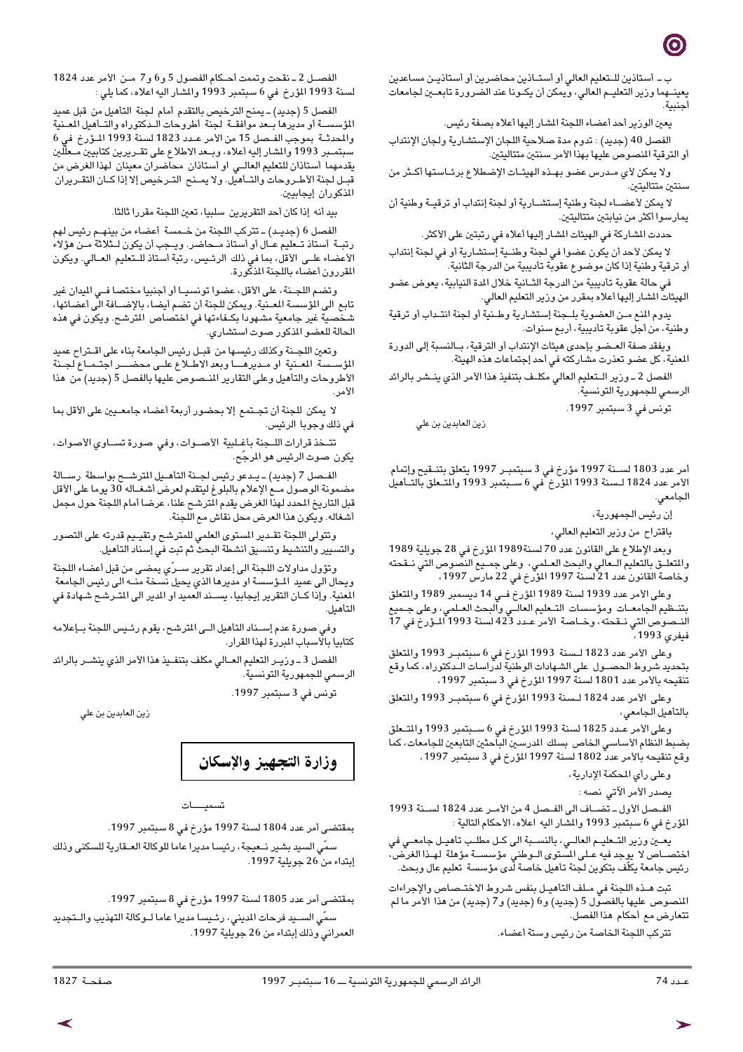ب ـ أستاذين للتعليم العالي أو أستاذين محاضرين أو أستاذين مساعدين يعينهما وزير التعليم العالي، ويمكن أن يكونا عند الضرورة تابعين لجامعات أجنبية.

يعين الوزير أحد أعضاء اللجنة المشار إليها أعلاه بصفة رئيس.

الفصل 40 (جديد) : تدوم مدة صلاحية اللجان الإستشارية ولجان الإنتداب أو الترقية المنصوص عليها بهذا الأمر سنتين متتاليتين.

ولا يمكن لأي مدرس عضو بهذه الهيئات الإضطلاع برئاستها أكثر من سنتين متتاليتين.

لا يمكن لأعضاء لجنة وطنية إستشارية أو لجنة إنتداب أو ترقية وطنية أن يمارسوا أكثر من نيابتين متتاليتين.

حددت المشاركة في الهيئات المشار إليها أعلاه في رتبتين على الأكثر.

لا يمكن لأحد أن يكون عضوا في لجنة وطنية إستشارية أو في لجنة إنتداب أو ترقية وطنية إذا كان موضوع عقوبة تأديبية من الدرجة الثانية.

في حالة عقوبة تأديبية من الدرجة الثانية خلال المدة النيابية، يعوض عضو الهيئات المشار إليها أعلاه بمقرر من وزير التعليم العالي.

يدوم المنع من العضوية بلجنة إستشارية وطنية أو لجنة انتداب أو ترقية وطنية، من أجل عقوبة تأديبية، أربع سنوات.

ويفقد صفة العضو بإحدى هيئات الإنتداب أو الترقية، بالنسبة إلى الدورة المعنية، كل عضو تعذرت مشاركته في أحد إجتماعات هذه الهيئة.

الفصل 2 ـ وزير التعليم العالي مكلف بتنفيذ هذا الأمر الذي ينشر بالرائد الرسمي للجمهورية التونسية.

تونس في 3 سبتمبر 1997.

زين العابدين بن علي

أمر عدد 1803 لسنة 1997 مؤرخ في 3 سبتمبر 1997 يتعلق بتنقيح وإتمام الأمر عدد 1824 لسنة 1993 المؤرخ في 6 سبتمبر 1993 والمتعلق بالتأهيل الجامعي.

إن رئيس الجمهورية،

باقتراح من وزير التعليم العالي،

وبعد الإطلاع على القانون عدد 70 لسنة1989 المؤرخ في 28 جويلية 1989 والمتعلق بالتعليم العالي والبحث العلمي، وعلى جميع النصوص التي نقحته وخاصة القانون عدد 21 لسنة 1997 المؤرخ في 22 مارس 1997،

وعلى الأمر عدد 1939 لسنة 1989 المؤرخ في 14 ديسمبر 1989 والمتعلق بتنظيم الجامعات ومؤسسات التعليم العالي والبحث العلمي، وعلى جميع النصوص التي نقحته، وخاصة الأمر عدد 423 لسنة 1993 المؤرخ في 17 فيفري 1993،

وعلى الأمر عدد 1823 لسنة 1993 المؤرخ في 6 سبتمبر 1993 والمتعلق بتحديد شروط الحصول على الشهادات الوطنية لدراسات الدكتوراه، كما وقع تنقيحه بالأمر عدد 1801 لسنة 1997 المؤرخ في 3 سبتمبر 1997،

وعلى الأمر عدد 1824 لسنة 1993 المؤرخ في 6 سبتمبر 1993 والمتعلق بالتأهيل الجامعي،

وعلى الأمر عدد 1825 لسنة 1993 المؤرخ في 6 سبتمبر 1993 والمتعلق بضبط النظام الأساسي الخاص بسلك المدرسين الباحثين التابعين للجامعات، كما وقع تنقيحه بالأمر عدد 1802 لسنة 1997 المؤرخ في 3 سبتمبر 1997،

وعلى رأي المحكمة الإدارية،

يصدر الأمر الآتي نصه :

الفصل الأول ـ تضاف الى الفصل 4 من الأمر عدد 1824 لسنة 1993 المؤرخ في 6 سبتمبر 1993 والمشار اليه اعلاه، الأحكام التالية :

يعين وزير التعليم العالي، بالنسبة الى كل مطلب تأهيل جامعي في اختصاص لا يوجد فيه على المستوى الوطني مؤسسة مؤهلة لهذا الغرض، رئيس جامعة يكلف بتكوين لجنة تأهيل خاصة لدى مؤسسة تعليم عال وبحث.

تبت هذه اللجنة في ملف التأهيل بنفس شروط الاختصاص والإجراءات المنصوص عليها بالفصول 5 (جديد) و6 (جديد) و7 (جديد) من هذا الأمر ما لم تتعارض مع أحكام هذا الفصل.

تتركب اللجنة الخاصة من رئيس وستة أعضاء.

الفصل 2 ـ نقحت وتممت أحكام الفصول 5 و6 و7 من الأمر عدد 1824 لسنة 1993 المؤرخ في 6 سبتمبر 1993 والمشار اليه اعلاه، كما يلي :

الفصل 5 (جديد) ـ يمنح الترخيص بالتقدم أمام لجنة التأهيل من قبل عميد المؤسسة أو مديرها بعد موافقة لجنة أطروحات الدكتوراه والتأهيل المعنية والمحدثة بموجب الفصل 15 من الأمر عدد 1823 لسنة 1993 المؤرخ في 6 سبتمبر 1993 والمشار إليه أعلاه، وبعد الاطلاع على تقريرين كتابيين معللين يقدمهما أستاذان للتعليم العالي او أستاذان محاضران معينان لهذا الغرض من قبل لجنة الأطروحات والتأهيل. ولا يمنح الترخيص إلا إذا كان التقريران المذكوران إيجابيين.

بيد أنه إذا كان أحد التقريرين سلبيا، تعين اللجنة مقررا ثالثا.

الفصل 6 (جديد) ـ تتركب اللجنة من خمسة أعضاء من بينهم رئيس لهم رتبة أستاذ تعليم عال أو أستاذ محاضر. ويجب أن يكون لثلاثة من هؤلاء الأعضاء على الأقل، بما في ذلك الرئيس، رتبة أستاذ للتعليم العالي. ويكون المقررون أعضاء باللجنة المذكورة.

وتضم اللجنة، على الأقل، عضوا تونسيا أو أجنبيا مختصا في الميدان غير تابع الى المؤسسة المعنية. ويمكن للجنة أن تضم أيضا، بالإضافة الى أعضائها، شخصية غير جامعية مشهودا بكفاءتها في اختصاص المترشح. ويكون في هذه الحالة للعضو المذكور صوت استشاري.

وتعين اللجنة وكذلك رئيسها من قبل رئيس الجامعة بناء على اقتراح عميد المؤسسة المعنية او مديرها وبعد الاطلاع على محضر اجتماع لجنة الأطروحات والتأهيل وعلى التقارير المنصوص عليها بالفصل 5 (جديد) من هذا الأمر.

لا يمكن للجنة أن تجتمع إلا بحضور أربعة أعضاء جامعيين على الأقل بما في ذلك وجوبا الرئيس.

تتخذ قرارات اللجنة بأغلبية الأصوات، وفي صورة تساوي الأصوات، يكون صوت الرئيس هو المرجّح.

الفصل 7 (جديد) ـ يدعو رئيس لجنة التأهيل المترشح بواسطة رسالة مضمونة الوصول مع الإعلام بالبلوغ ليتقدم لعرض أشغاله 30 يوما على الأقل قبل التاريخ المحدد لهذا الغرض يقدم المترشح علنا، عرضا أمام اللجنة حول مجمل أشغاله. ويكون هذا العرض محل نقاش مع اللجنة.

وتتولى اللجنة تقدير المستوى العلمي للمترشح وتقييم قدرته على التصور والتسيير والتنشيط وتنسيق أنشطة البحث ثم تبت في إسناد التأهيل.

وتؤول مداولات اللجنة الى إعداد تقرير سرّي يمضى من قبل أعضاء اللجنة ويحال الى عميد المؤسسة أو مديرها الذي يحيل نسخة منه الى رئيس الجامعة المعنية. وإذا كان التقرير إيجابيا، يسند العميد أو المدير الى المترشح شهادة في التأهيل.

وفي صورة عدم إسناد التأهيل الى المترشح، يقوم رئيس اللجنة بإعلامه كتابيا بالأسباب المبررة لهذا القرار.

الفصل 3 ـ وزير التعليم العالي مكلف بتنفيذ هذا الأمر الذي ينشر بالرائد الرسمي للجمهورية التونسية.

تونس في 3 سبتمبر 1997.

زين العابدين بن علي

## وزارة التجهيز والإسكان

### تسميات

بمقتضى أمر عدد 1804 لسنة 1997 مؤرخ في 8 سبتمبر 1997.

سمّي السيد بشير نعيجة، رئيسا مديرا عاما للوكالة العقارية للسكنى وذلك إبتداء من 26 جويلية 1997.

بمقتضى أمر عدد 1805 لسنة 1997 مؤرخ في 8 سبتمبر 1997.

سمّي السيد فرحات المديني، رئيسا مديرا عاما لوكالة التهذيب والتجديد العمراني وذلك إبتداء من 26 جويلية 1997.